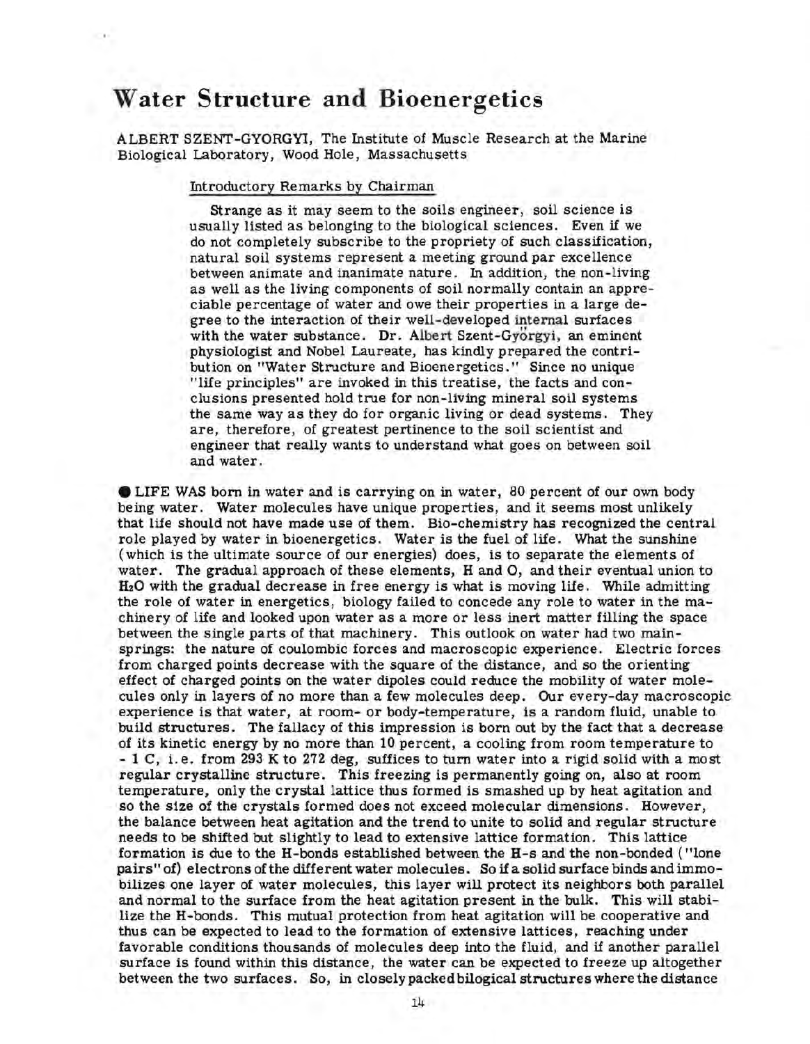# Water Structure and Bioenergetics

ALBERT SZENT-GYORGYI, The Institute of Muscle Research at the Marine Biological Laboratory, Wood Hole, Massachusetts

Introductory Remarks by Chairman

> Strange as it may seem to the soils engineer, soil science is usually listed as belonging to the biological sciences. Even if we do not completely subscribe to the propriety of such classification, natural soil systems represent a meeting ground par excellence between animate and inanimate nature. In addition, the non-living as well as the living components of soil normally contain an appreciable percentage of water and owe their properties in a large degree to the interaction of their well-developed internal surfaces with the water substance. Dr. Albert Szent-Györgyi, an eminent physiologist and Nobel Laureate, has kindly prepared the contribution on "Water Structure and Bioenergetics." Since no unique "life principles" are invoked in this treatise, the facts and conclusions presented hold true for non-living mineral soil systems the same way as they do for organic living or dead systems. They are, therefore, of greatest pertinence to the soil scientist and engineer that really wants to understand what goes on between soil and water.

● LIFE WAS born in water and is carrying on in water, 80 percent of our own body being water. Water molecules have unique properties, and it seems most unlikely that life should not have made use of them. Bio-chemistry has recognized the central role played by water in bioenergetics. Water is the fuel of life. What the sunshine (which is the ultimate source of our energies) does, is to separate the elements of water. The gradual approach of these elements, H and O, and their eventual union to $H_2O$ with the gradual decrease in free energy is what is moving life. While admitting the role of water in energetics, biology failed to concede any role to water in the machinery of life and looked upon water as a more or less inert matter filling the space between the single parts of that machinery. This outlook on water had two mainsprings: the nature of coulombic forces and macroscopic experience. Electric forces from charged points decrease with the square of the distance, and so the orienting effect of charged points on the water dipoles could reduce the mobility of water molecules only in layers of no more than a few molecules deep. Our every-day macroscopic experience is that water, at room- or body-temperature, is a random fluid, unable to build structures. The fallacy of this impression is born out by the fact that a decrease of its kinetic energy by no more than 10 percent, a cooling from room temperature to - 1 C, i.e. from 293 K to 272 deg, suffices to turn water into a rigid solid with a most regular crystalline structure. This freezing is permanently going on, also at room temperature, only the crystal lattice thus formed is smashed up by heat agitation and so the size of the crystals formed does not exceed molecular dimensions. However, the balance between heat agitation and the trend to unite to solid and regular structure needs to be shifted but slightly to lead to extensive lattice formation. This lattice formation is due to the H-bonds established between the H-s and the non-bonded ("lone pairs" of) electrons of the different water molecules. So if a solid surface binds and immobilizes one layer of water molecules, this layer will protect its neighbors both parallel and normal to the surface from the heat agitation present in the bulk. This will stabilize the H-bonds. This mutual protection from heat agitation will be cooperative and thus can be expected to lead to the formation of extensive lattices, reaching under favorable conditions thousands of molecules deep into the fluid, and if another parallel surface is found within this distance, the water can be expected to freeze up altogether between the two surfaces. So, in closely packed bilogical structures where the distance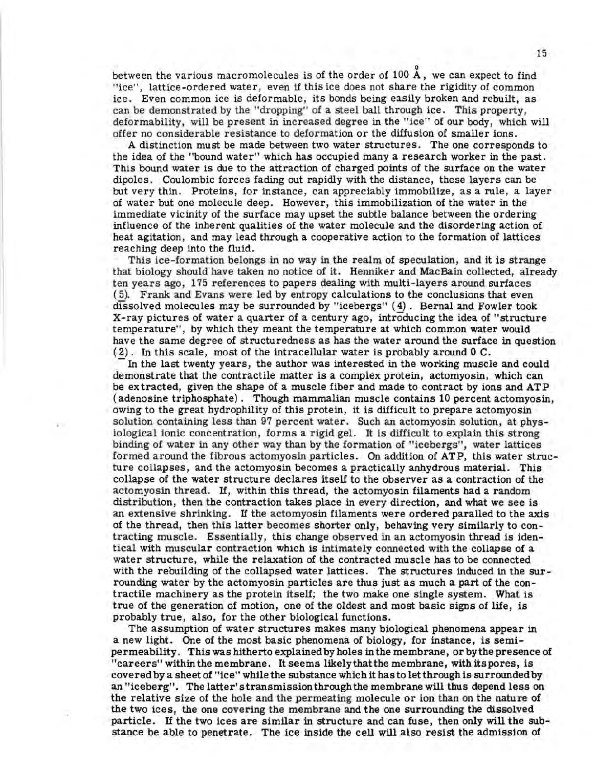between the various macromolecules is of the order of 100 Å, we can expect to find "ice", lattice-ordered water, even if this ice does not share the rigidity of common ice. Even common ice is deformable, its bonds being easily broken and rebuilt, as can be demonstrated by the "dropping" of a steel ball through ice. This property, deformability, will be present in increased degree in the "ice" of our body, which will offer no considerable resistance to deformation or the diffusion of smaller ions.

A distinction must be made between two water structures. The one corresponds to the idea of the "bound water" which has occupied many a research worker in the past. This bound water is due to the attraction of charged points of the surface on the water dipoles. Coulombic forces fading out rapidly with the distance, these layers can be but very thin. Proteins, for instance, can appreciably immobilize, as a rule, a layer of water but one molecule deep. However, this immobilization of the water in the immediate vicinity of the surface may upset the subtle balance between the ordering influence of the inherent qualities of the water molecule and the disordering action of heat agitation, and may lead through a cooperative action to the formation of lattices reaching deep into the fluid.

This ice-formation belongs in no way in the realm of speculation, and it is strange that biology should have taken no notice of it. Henniker and MacBain collected, already ten years ago, 175 references to papers dealing with multi-layers around surfaces (5). Frank and Evans were led by entropy calculations to the conclusions that even dissolved molecules may be surrounded by "icebergs" (4). Bernal and Fowler took X-ray pictures of water a quarter of a century ago, introducing the idea of "structure temperature", by which they meant the temperature at which common water would have the same degree of structuredness as has the water around the surface in question (2). In this scale, most of the intracellular water is probably around 0 C.

In the last twenty years, the author was interested in the working muscle and could demonstrate that the contractile matter is a complex protein, actomyosin, which can be extracted, given the shape of a muscle fiber and made to contract by ions and ATP (adenosine triphosphate). Though mammalian muscle contains 10 percent actomyosin, owing to the great hydrophility of this protein, it is difficult to prepare actomyosin solution containing less than 97 percent water. Such an actomyosin solution, at physiological ionic concentration, forms a rigid gel. It is difficult to explain this strong binding of water in any other way than by the formation of "icebergs", water lattices formed around the fibrous actomyosin particles. On addition of ATP, this water structure collapses, and the actomyosin becomes a practically anhydrous material. This collapse of the water structure declares itself to the observer as a contraction of the actomyosin thread. If, within this thread, the actomyosin filaments had a random distribution, then the contraction takes place in every direction, and what we see is an extensive shrinking. If the actomyosin filaments were ordered paralled to the axis of the thread, then this latter becomes shorter only, behaving very similarly to contracting muscle. Essentially, this change observed in an actomyosin thread is identical with muscular contraction which is intimately connected with the collapse of a water structure, while the relaxation of the contracted muscle has to be connected with the rebuilding of the collapsed water lattices. The structures induced in the surrounding water by the actomyosin particles are thus just as much a part of the contractile machinery as the protein itself; the two make one single system. What is true of the generation of motion, one of the oldest and most basic signs of life, is probably true, also, for the other biological functions.

The assumption of water structures makes many biological phenomena appear in a new light. One of the most basic phenomena of biology, for instance, is semipermeability. This was hitherto explained by holes in the membrane, or by the presence of "careers" within the membrane. It seems likely that the membrane, with its pores, is covered by a sheet of "ice" while the substance which it has to let through is surrounded by an "iceberg". The latter's transmission through the membrane will thus depend less on the relative size of the hole and the permeating molecule or ion than on the nature of the two ices, the one covering the membrane and the one surrounding the dissolved particle. If the two ices are similar in structure and can fuse, then only will the substance be able to penetrate. The ice inside the cell will also resist the admission of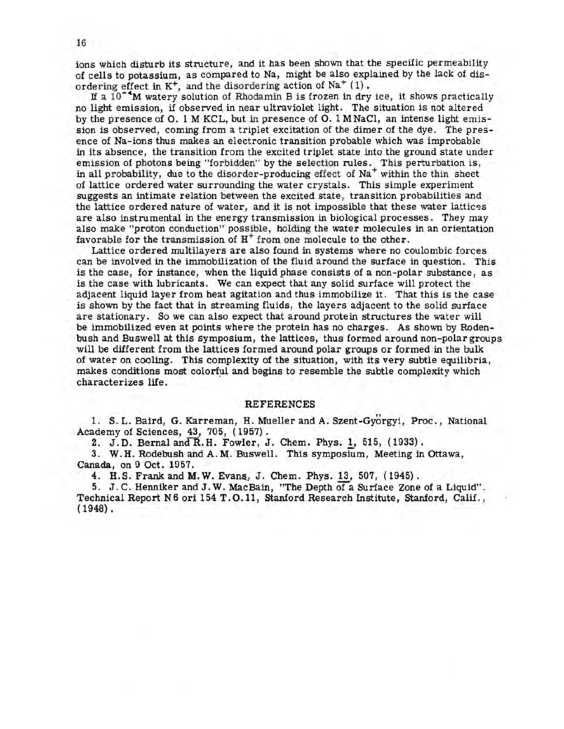ions which disturb its structure, and it has been shown that the specific permeability of cells to potassium, as compared to Na, might be also explained by the lack of disordering effect in $K^+$, and the disordering action of $Na^+$ (1).

If a $10^{-4}$M watery solution of Rhodamin B is frozen in dry ice, it shows practically no light emission, if observed in near ultraviolet light. The situation is not altered by the presence of O. 1 M KCL, but in presence of O. 1 M NaCl, an intense light emission is observed, coming from a triplet excitation of the dimer of the dye. The presence of Na-ions thus makes an electronic transition probable which was improbable in its absence, the transition from the excited triplet state into the ground state under emission of photons being "forbidden" by the selection rules. This perturbation is, in all probability, due to the disorder-producing effect of $Na^+$ within the thin sheet of lattice ordered water surrounding the water crystals. This simple experiment suggests an intimate relation between the excited state, transition probabilities and the lattice ordered nature of water, and it is not impossible that these water lattices are also instrumental in the energy transmission in biological processes. They may also make "proton conduction" possible, holding the water molecules in an orientation favorable for the transmission of $H^+$ from one molecule to the other.

Lattice ordered multilayers are also found in systems where no coulombic forces can be involved in the immobilization of the fluid around the surface in question. This is the case, for instance, when the liquid phase consists of a non-polar substance, as is the case with lubricants. We can expect that any solid surface will protect the adjacent liquid layer from heat agitation and thus immobilize it. That this is the case is shown by the fact that in streaming fluids, the layers adjacent to the solid surface are stationary. So we can also expect that around protein structures the water will be immobilized even at points where the protein has no charges. As shown by Rodenbush and Buswell at this symposium, the lattices, thus formed around non-polar groups will be different from the lattices formed around polar groups or formed in the bulk of water on cooling. This complexity of the situation, with its very subtle equilibria, makes conditions most colorful and begins to resemble the subtle complexity which characterizes life.

## REFERENCES

1. S. L. Baird, G. Karreman, H. Mueller and A. Szent-Györgyi, Proc., National Academy of Sciences, 43, 705, (1957).
2. J. D. Bernal and R. H. Fowler, J. Chem. Phys. 1, 515, (1933).
3. W. H. Rodebush and A. M. Buswell. This symposium, Meeting in Ottawa, Canada, on 9 Oct. 1957.
4. H. S. Frank and M. W. Evans, J. Chem. Phys. 13, 507, (1945).
5. J. C. Henniker and J. W. MacBain, "The Depth of a Surface Zone of a Liquid". Technical Report N6 ori 154 T.O.11, Stanford Research Institute, Stanford, Calif., (1948).